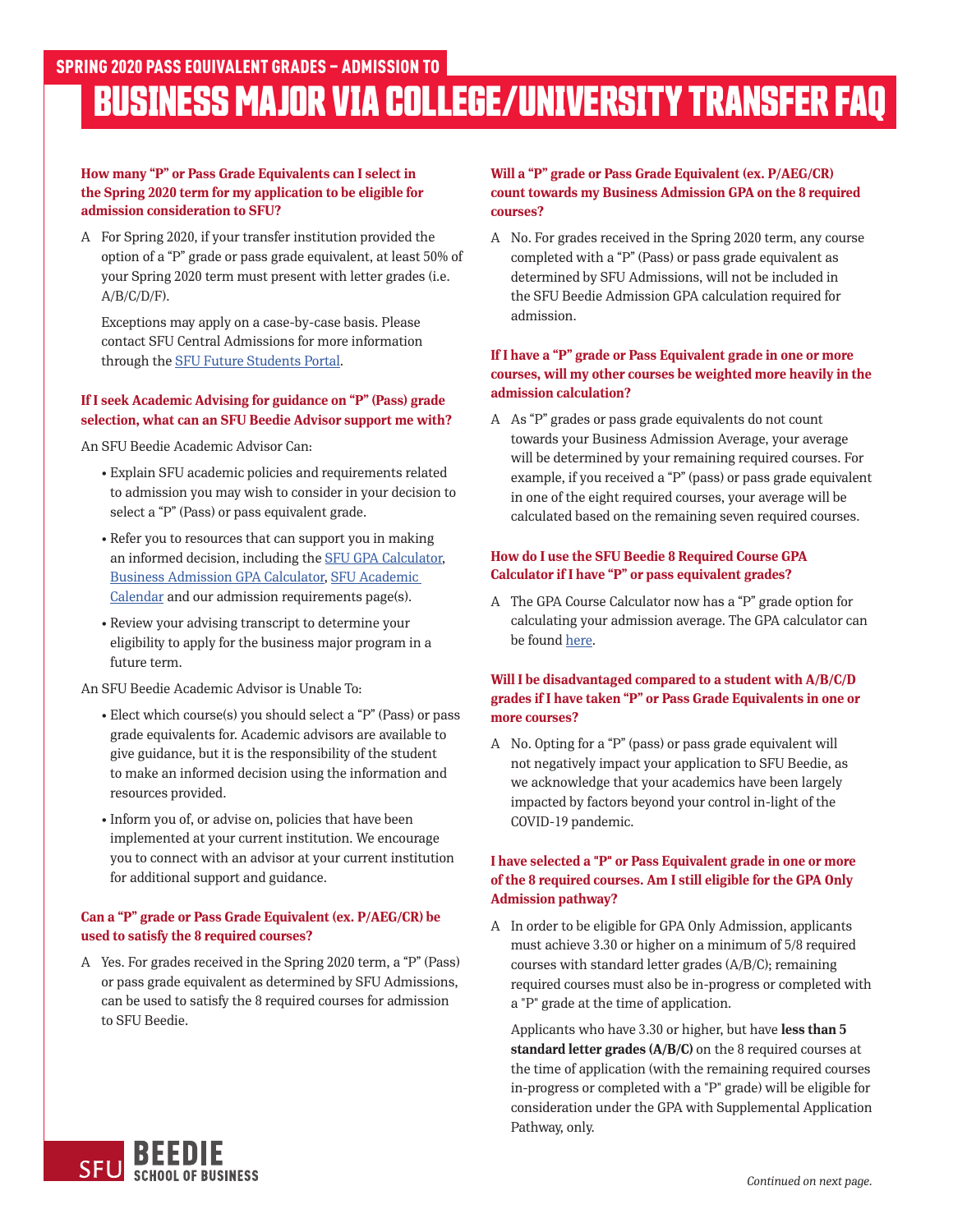# SPRING 2020 PASS EQUIVALENT GRADES – ADMISSION TO BUSINESS MAJOR VIA COLLEGE/UNIVERSITY TRANSFER FAQ

**How many "P" or Pass Grade Equivalents can I select in the Spring 2020 term for my application to be eligible for admission consideration to SFU?**

A For Spring 2020, if your transfer institution provided the option of a "P" grade or pass grade equivalent, at least 50% of your Spring 2020 term must present with letter grades (i.e. A/B/C/D/F).

Exceptions may apply on a case-by-case basis. Please contact SFU Central Admissions for more information through the [SFU Future Students Portal](#).

**If I seek Academic Advising for guidance on "P" (Pass) grade selection, what can an SFU Beedie Advisor support me with?**

An SFU Beedie Academic Advisor Can:

- Explain SFU academic policies and requirements related to admission you may wish to consider in your decision to select a "P" (Pass) or pass equivalent grade.
- Refer you to resources that can support you in making an informed decision, including the [SFU GPA Calculator](#), [Business Admission GPA Calculator](#), [SFU Academic Calendar](#) and our admission requirements page(s).
- Review your advising transcript to determine your eligibility to apply for the business major program in a future term.

An SFU Beedie Academic Advisor is Unable To:

- Elect which course(s) you should select a "P" (Pass) or pass grade equivalents for. Academic advisors are available to give guidance, but it is the responsibility of the student to make an informed decision using the information and resources provided.
- Inform you of, or advise on, policies that have been implemented at your current institution. We encourage you to connect with an advisor at your current institution for additional support and guidance.

**Can a "P" grade or Pass Grade Equivalent (ex. P/AEG/CR) be used to satisfy the 8 required courses?**

A Yes. For grades received in the Spring 2020 term, a "P" (Pass) or pass grade equivalent as determined by SFU Admissions, can be used to satisfy the 8 required courses for admission to SFU Beedie.

**Will a "P" grade or Pass Grade Equivalent (ex. P/AEG/CR) count towards my Business Admission GPA on the 8 required courses?**

A No. For grades received in the Spring 2020 term, any course completed with a "P" (Pass) or pass grade equivalent as determined by SFU Admissions, will not be included in the SFU Beedie Admission GPA calculation required for admission.

**If I have a "P" grade or Pass Equivalent grade in one or more courses, will my other courses be weighted more heavily in the admission calculation?**

A As "P" grades or pass grade equivalents do not count towards your Business Admission Average, your average will be determined by your remaining required courses. For example, if you received a "P" (pass) or pass grade equivalent in one of the eight required courses, your average will be calculated based on the remaining seven required courses.

**How do I use the SFU Beedie 8 Required Course GPA Calculator if I have "P" or pass equivalent grades?**

A The GPA Course Calculator now has a "P" grade option for calculating your admission average. The GPA calculator can be found [here](#).

**Will I be disadvantaged compared to a student with A/B/C/D grades if I have taken "P" or Pass Grade Equivalents in one or more courses?**

A No. Opting for a "P" (pass) or pass grade equivalent will not negatively impact your application to SFU Beedie, as we acknowledge that your academics have been largely impacted by factors beyond your control in-light of the COVID-19 pandemic.

**I have selected a "P" or Pass Equivalent grade in one or more of the 8 required courses. Am I still eligible for the GPA Only Admission pathway?**

A In order to be eligible for GPA Only Admission, applicants must achieve 3.30 or higher on a minimum of 5/8 required courses with standard letter grades (A/B/C); remaining required courses must also be in-progress or completed with a "P" grade at the time of application.

Applicants who have 3.30 or higher, but have **less than 5 standard letter grades (A/B/C)** on the 8 required courses at the time of application (with the remaining required courses in-progress or completed with a "P" grade) will be eligible for consideration under the GPA with Supplemental Application Pathway, only.

*Continued on next page.*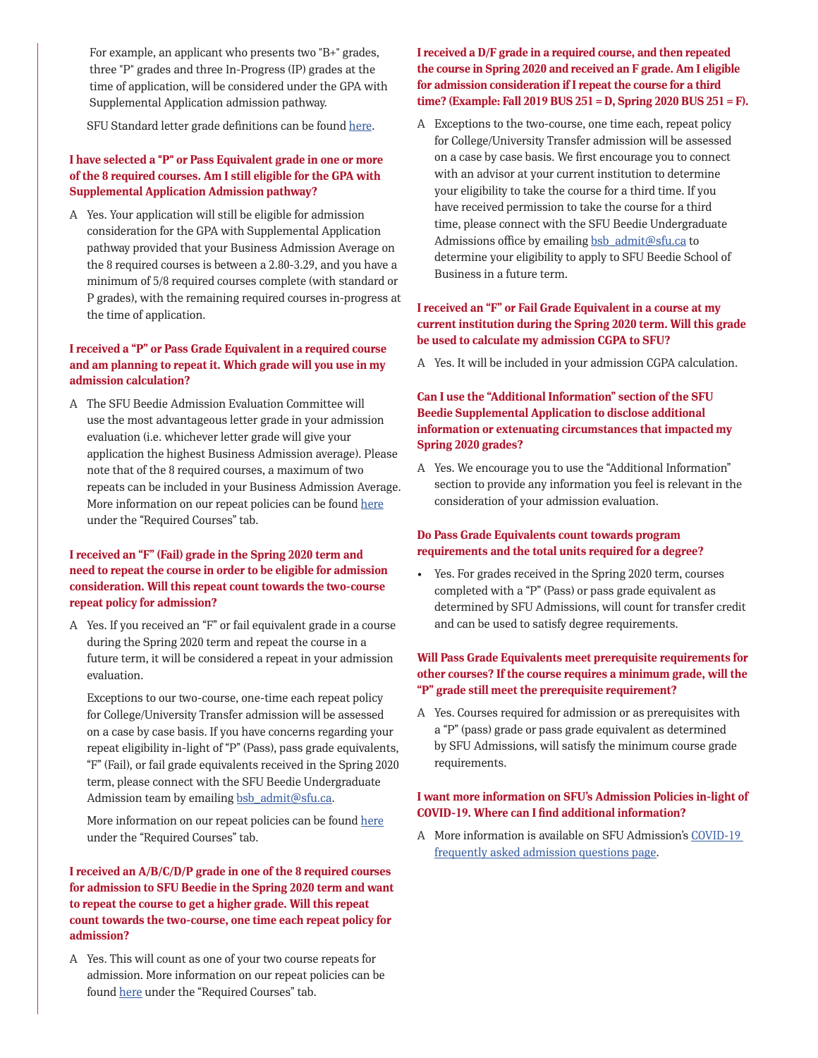For example, an applicant who presents two "B+" grades, three "P" grades and three In-Progress (IP) grades at the time of application, will be considered under the GPA with Supplemental Application admission pathway.

SFU Standard letter grade definitions can be found here.

**I have selected a "P" or Pass Equivalent grade in one or more of the 8 required courses. Am I still eligible for the GPA with Supplemental Application Admission pathway?**

A Yes. Your application will still be eligible for admission consideration for the GPA with Supplemental Application pathway provided that your Business Admission Average on the 8 required courses is between a 2.80-3.29, and you have a minimum of 5/8 required courses complete (with standard or P grades), with the remaining required courses in-progress at the time of application.

**I received a "P" or Pass Grade Equivalent in a required course and am planning to repeat it. Which grade will you use in my admission calculation?**

A The SFU Beedie Admission Evaluation Committee will use the most advantageous letter grade in your admission evaluation (i.e. whichever letter grade will give your application the highest Business Admission average). Please note that of the 8 required courses, a maximum of two repeats can be included in your Business Admission Average. More information on our repeat policies can be found here under the "Required Courses" tab.

**I received an "F" (Fail) grade in the Spring 2020 term and need to repeat the course in order to be eligible for admission consideration. Will this repeat count towards the two-course repeat policy for admission?**

A Yes. If you received an "F" or fail equivalent grade in a course during the Spring 2020 term and repeat the course in a future term, it will be considered a repeat in your admission evaluation.

Exceptions to our two-course, one-time each repeat policy for College/University Transfer admission will be assessed on a case by case basis. If you have concerns regarding your repeat eligibility in-light of "P" (Pass), pass grade equivalents, "F" (Fail), or fail grade equivalents received in the Spring 2020 term, please connect with the SFU Beedie Undergraduate Admission team by emailing bsb_admit@sfu.ca.

More information on our repeat policies can be found here under the "Required Courses" tab.

**I received an A/B/C/D/P grade in one of the 8 required courses for admission to SFU Beedie in the Spring 2020 term and want to repeat the course to get a higher grade. Will this repeat count towards the two-course, one time each repeat policy for admission?**

A Yes. This will count as one of your two course repeats for admission. More information on our repeat policies can be found here under the "Required Courses" tab.

**I received a D/F grade in a required course, and then repeated the course in Spring 2020 and received an F grade. Am I eligible for admission consideration if I repeat the course for a third time? (Example: Fall 2019 BUS 251 = D, Spring 2020 BUS 251 = F).**

A Exceptions to the two-course, one time each, repeat policy for College/University Transfer admission will be assessed on a case by case basis. We first encourage you to connect with an advisor at your current institution to determine your eligibility to take the course for a third time. If you have received permission to take the course for a third time, please connect with the SFU Beedie Undergraduate Admissions office by emailing bsb_admit@sfu.ca to determine your eligibility to apply to SFU Beedie School of Business in a future term.

**I received an "F" or Fail Grade Equivalent in a course at my current institution during the Spring 2020 term. Will this grade be used to calculate my admission CGPA to SFU?**

A Yes. It will be included in your admission CGPA calculation.

**Can I use the "Additional Information" section of the SFU Beedie Supplemental Application to disclose additional information or extenuating circumstances that impacted my Spring 2020 grades?**

A Yes. We encourage you to use the "Additional Information" section to provide any information you feel is relevant in the consideration of your admission evaluation.

**Do Pass Grade Equivalents count towards program requirements and the total units required for a degree?**

- Yes. For grades received in the Spring 2020 term, courses completed with a "P" (Pass) or pass grade equivalent as determined by SFU Admissions, will count for transfer credit and can be used to satisfy degree requirements.

**Will Pass Grade Equivalents meet prerequisite requirements for other courses? If the course requires a minimum grade, will the "P" grade still meet the prerequisite requirement?**

A Yes. Courses required for admission or as prerequisites with a "P" (pass) grade or pass grade equivalent as determined by SFU Admissions, will satisfy the minimum course grade requirements.

**I want more information on SFU's Admission Policies in-light of COVID-19. Where can I find additional information?**

A More information is available on SFU Admission's COVID-19 frequently asked admission questions page.